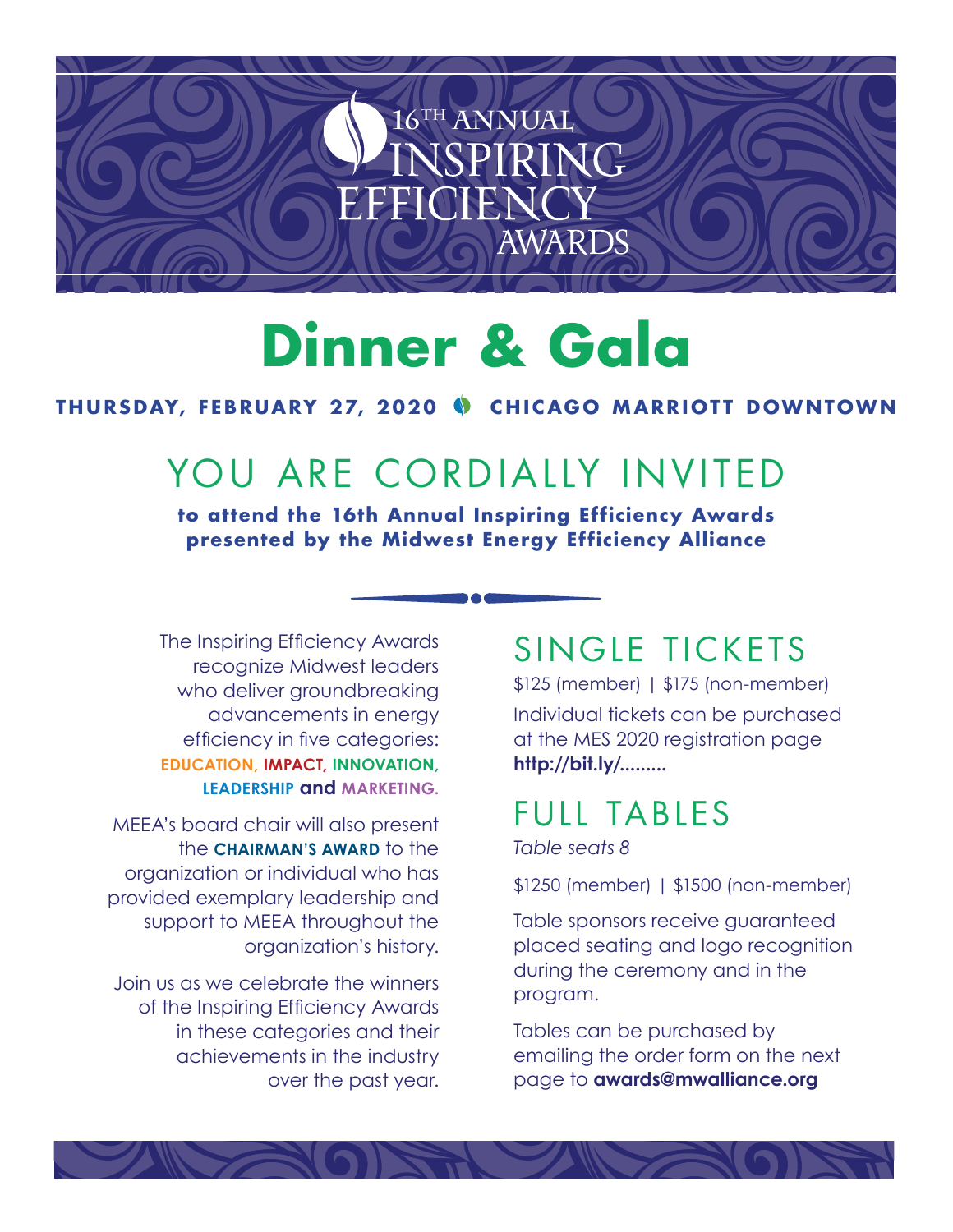# 16[TH] ANNUAL INSPIRING EFFICIENCY AWARDS

# Dinner & Gala

**THURSDAY, FEBRUARY 27, 2020 | CHICAGO MARRIOTT DOWNTOWN**

## YOU ARE CORDIALLY INVITED

**to attend the 16th Annual Inspiring Efficiency Awards presented by the Midwest Energy Efficiency Alliance**

The Inspiring Efficiency Awards recognize Midwest leaders who deliver groundbreaking advancements in energy efficiency in five categories: **EDUCATION, IMPACT, INNOVATION, LEADERSHIP and MARKETING.**

MEEA's board chair will also present the **CHAIRMAN'S AWARD** to the organization or individual who has provided exemplary leadership and support to MEEA throughout the organization's history.

Join us as we celebrate the winners of the Inspiring Efficiency Awards in these categories and their achievements in the industry over the past year.

## SINGLE TICKETS

$125 (member) | $175 (non-member)

Individual tickets can be purchased at the MES 2020 registration page **http://bit.ly/.........**

## FULL TABLES

*Table seats 8*

$1250 (member) | $1500 (non-member)

Table sponsors receive guaranteed placed seating and logo recognition during the ceremony and in the program.

Tables can be purchased by emailing the order form on the next page to **awards@mwalliance.org**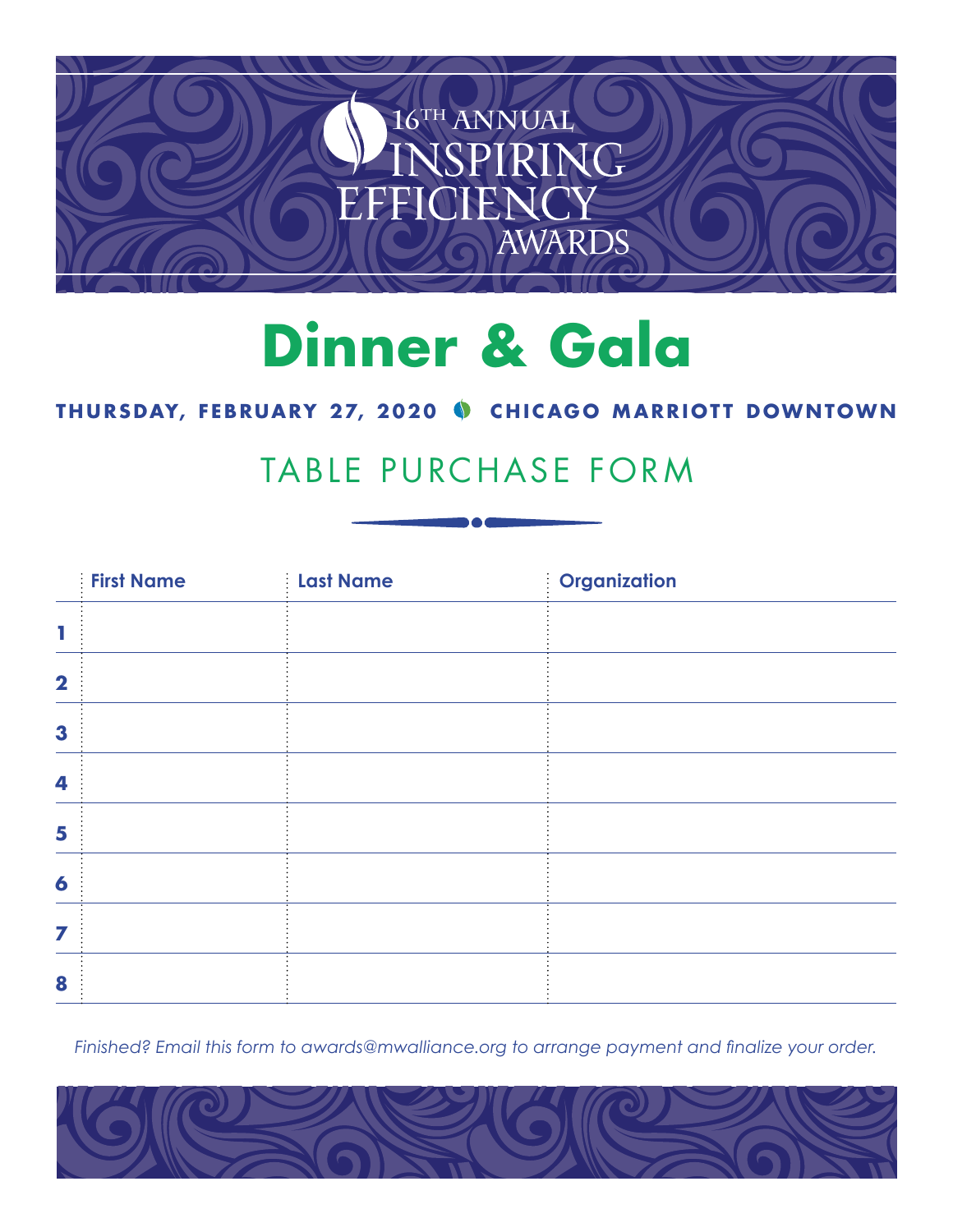16TH ANNUAL INSPIRING EFFICIENCY AWARDS

# Dinner & Gala

**THURSDAY, FEBRUARY 27, 2020 | CHICAGO MARRIOTT DOWNTOWN**

## TABLE PURCHASE FORM

| | First Name | Last Name | Organization |
|---|---|---|---|
| 1 | | | |
| 2 | | | |
| 3 | | | |
| 4 | | | |
| 5 | | | |
| 6 | | | |
| 7 | | | |
| 8 | | | |

*Finished? Email this form to awards@mwalliance.org to arrange payment and finalize your order.*